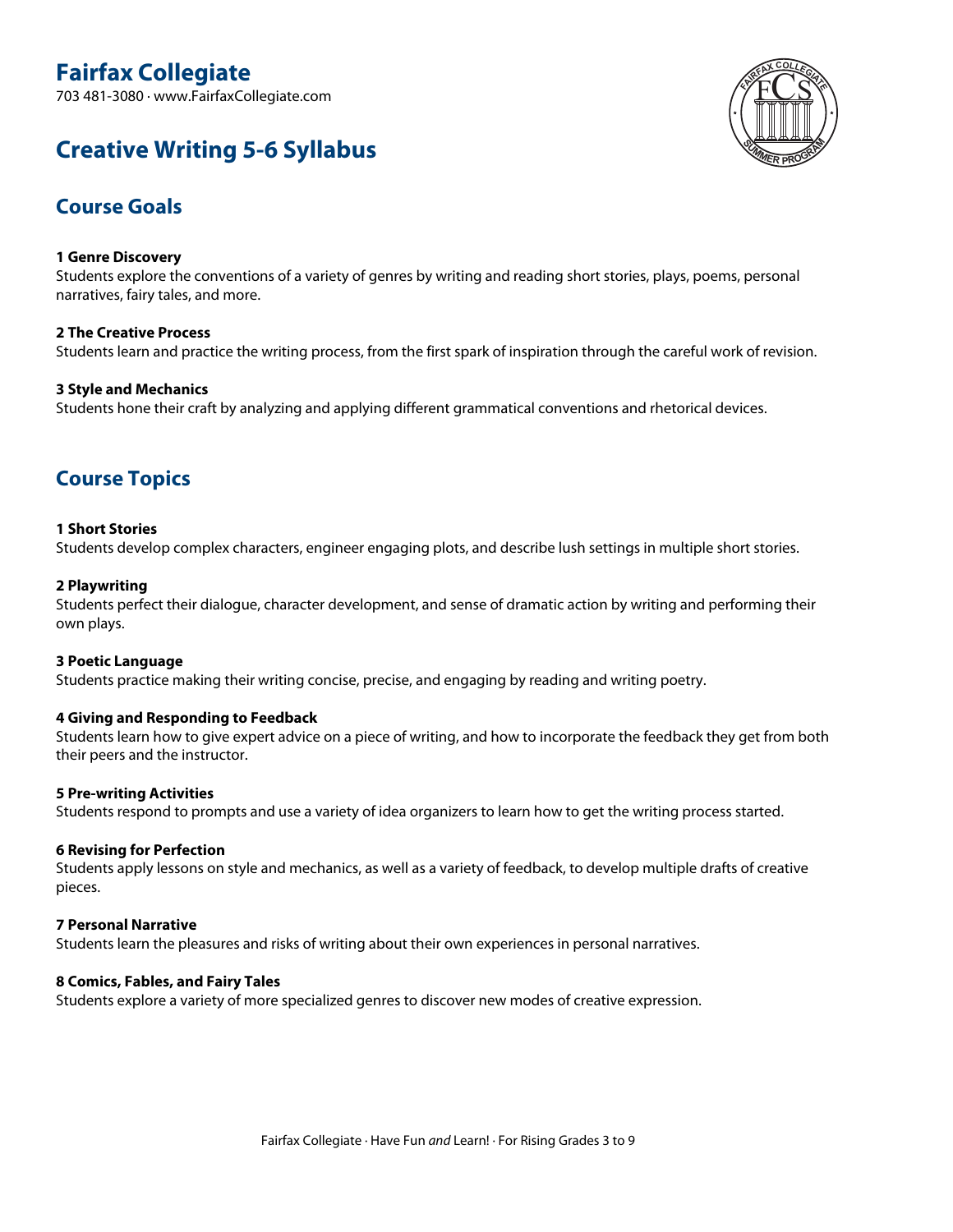# Fairfax Collegiate

703 481-3080 · www.FairfaxCollegiate.com

# Creative Writing 5-6 Syllabus

## Course Goals

**1 Genre Discovery**
Students explore the conventions of a variety of genres by writing and reading short stories, plays, poems, personal narratives, fairy tales, and more.

**2 The Creative Process**
Students learn and practice the writing process, from the first spark of inspiration through the careful work of revision.

**3 Style and Mechanics**
Students hone their craft by analyzing and applying different grammatical conventions and rhetorical devices.

## Course Topics

**1 Short Stories**
Students develop complex characters, engineer engaging plots, and describe lush settings in multiple short stories.

**2 Playwriting**
Students perfect their dialogue, character development, and sense of dramatic action by writing and performing their own plays.

**3 Poetic Language**
Students practice making their writing concise, precise, and engaging by reading and writing poetry.

**4 Giving and Responding to Feedback**
Students learn how to give expert advice on a piece of writing, and how to incorporate the feedback they get from both their peers and the instructor.

**5 Pre-writing Activities**
Students respond to prompts and use a variety of idea organizers to learn how to get the writing process started.

**6 Revising for Perfection**
Students apply lessons on style and mechanics, as well as a variety of feedback, to develop multiple drafts of creative pieces.

**7 Personal Narrative**
Students learn the pleasures and risks of writing about their own experiences in personal narratives.

**8 Comics, Fables, and Fairy Tales**
Students explore a variety of more specialized genres to discover new modes of creative expression.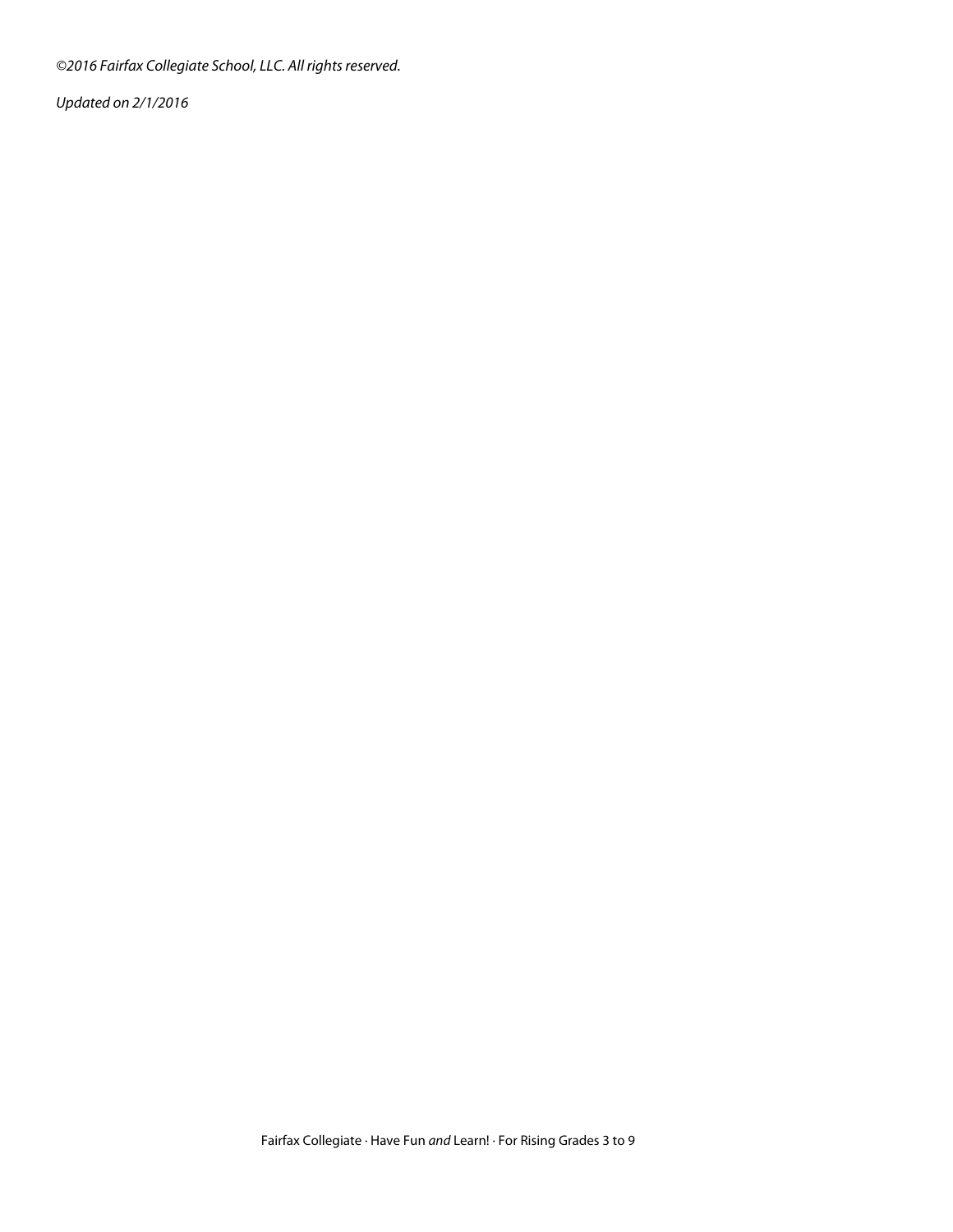*©2016 Fairfax Collegiate School, LLC. All rights reserved.*

*Updated on 2/1/2016*